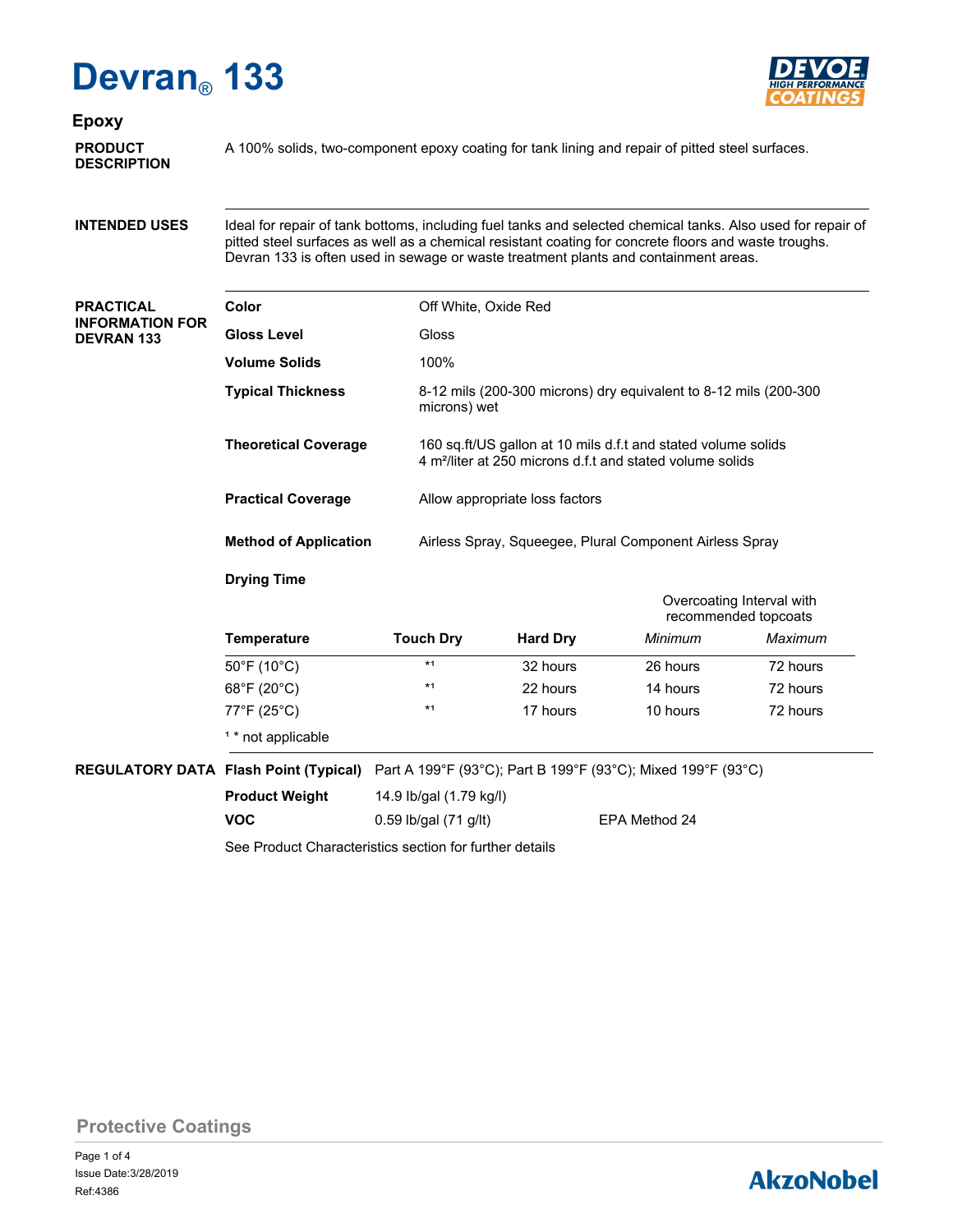# Devran® 133

## Epoxy

**PRODUCT DESCRIPTION**

A 100% solids, two-component epoxy coating for tank lining and repair of pitted steel surfaces.

**INTENDED USES**

Ideal for repair of tank bottoms, including fuel tanks and selected chemical tanks. Also used for repair of pitted steel surfaces as well as a chemical resistant coating for concrete floors and waste troughs. Devran 133 is often used in sewage or waste treatment plants and containment areas.

**PRACTICAL INFORMATION FOR DEVRAN 133**

| | |
|---|---|
| **Color** | Off White, Oxide Red |
| **Gloss Level** | Gloss |
| **Volume Solids** | 100% |
| **Typical Thickness** | 8-12 mils (200-300 microns) dry equivalent to 8-12 mils (200-300 microns) wet |
| **Theoretical Coverage** | 160 sq.ft/US gallon at 10 mils d.f.t and stated volume solids<br>4 m²/liter at 250 microns d.f.t and stated volume solids |
| **Practical Coverage** | Allow appropriate loss factors |
| **Method of Application** | Airless Spray, Squeegee, Plural Component Airless Spray |

**Drying Time**

| | | | Overcoating Interval with recommended topcoats | |
|---|---|---|---|---|
| **Temperature** | **Touch Dry** | **Hard Dry** | *Minimum* | *Maximum* |
| 50°F (10°C) | *[1] | 32 hours | 26 hours | 72 hours |
| 68°F (20°C) | *[1] | 22 hours | 14 hours | 72 hours |
| 77°F (25°C) | *[1] | 17 hours | 10 hours | 72 hours |

[1] * not applicable

**REGULATORY DATA**

| | | |
|---|---|---|
| **Flash Point (Typical)** | Part A 199°F (93°C); Part B 199°F (93°C); Mixed 199°F (93°C) | |
| **Product Weight** | 14.9 lb/gal (1.79 kg/l) | |
| **VOC** | 0.59 lb/gal (71 g/lt) | EPA Method 24 |

See Product Characteristics section for further details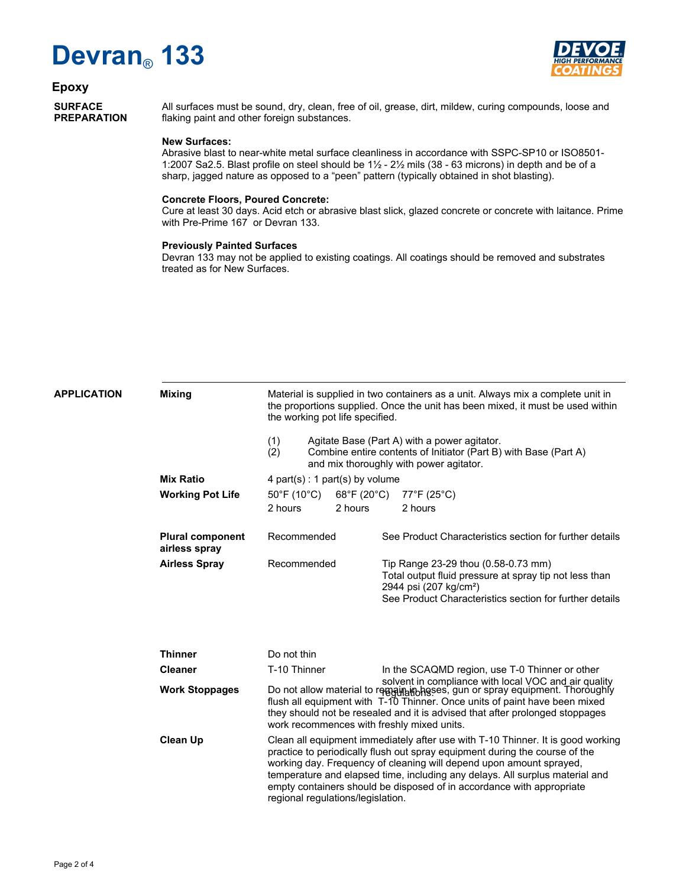# Devran® 133

## Epoxy

### SURFACE PREPARATION

All surfaces must be sound, dry, clean, free of oil, grease, dirt, mildew, curing compounds, loose and flaking paint and other foreign substances.

**New Surfaces:**
Abrasive blast to near-white metal surface cleanliness in accordance with SSPC-SP10 or ISO8501-1:2007 Sa2.5. Blast profile on steel should be 1½ - 2½ mils (38 - 63 microns) in depth and be of a sharp, jagged nature as opposed to a "peen" pattern (typically obtained in shot blasting).

**Concrete Floors, Poured Concrete:**
Cure at least 30 days. Acid etch or abrasive blast slick, glazed concrete or concrete with laitance. Prime with Pre-Prime 167 or Devran 133.

**Previously Painted Surfaces**
Devran 133 may not be applied to existing coatings. All coatings should be removed and substrates treated as for New Surfaces.

### APPLICATION

**Mixing**

Material is supplied in two containers as a unit. Always mix a complete unit in the proportions supplied. Once the unit has been mixed, it must be used within the working pot life specified.

(1) Agitate Base (Part A) with a power agitator.
(2) Combine entire contents of Initiator (Part B) with Base (Part A) and mix thoroughly with power agitator.

**Mix Ratio**

4 part(s) : 1 part(s) by volume

**Working Pot Life**

| 50°F (10°C) | 68°F (20°C) | 77°F (25°C) |
|---|---|---|
| 2 hours | 2 hours | 2 hours |

**Plural component airless spray**

Recommended — See Product Characteristics section for further details

**Airless Spray**

Recommended — Tip Range 23-29 thou (0.58-0.73 mm)
Total output fluid pressure at spray tip not less than 2944 psi (207 kg/cm²)
See Product Characteristics section for further details

**Thinner**

Do not thin

**Cleaner**

T-10 Thinner — In the SCAQMD region, use T-0 Thinner or other solvent in compliance with local VOC and air quality regulations.

**Work Stoppages**

Do not allow material to remain in hoses, gun or spray equipment. Thoroughly flush all equipment with T-10 Thinner. Once units of paint have been mixed they should not be resealed and it is advised that after prolonged stoppages work recommences with freshly mixed units.

**Clean Up**

Clean all equipment immediately after use with T-10 Thinner. It is good working practice to periodically flush out spray equipment during the course of the working day. Frequency of cleaning will depend upon amount sprayed, temperature and elapsed time, including any delays. All surplus material and empty containers should be disposed of in accordance with appropriate regional regulations/legislation.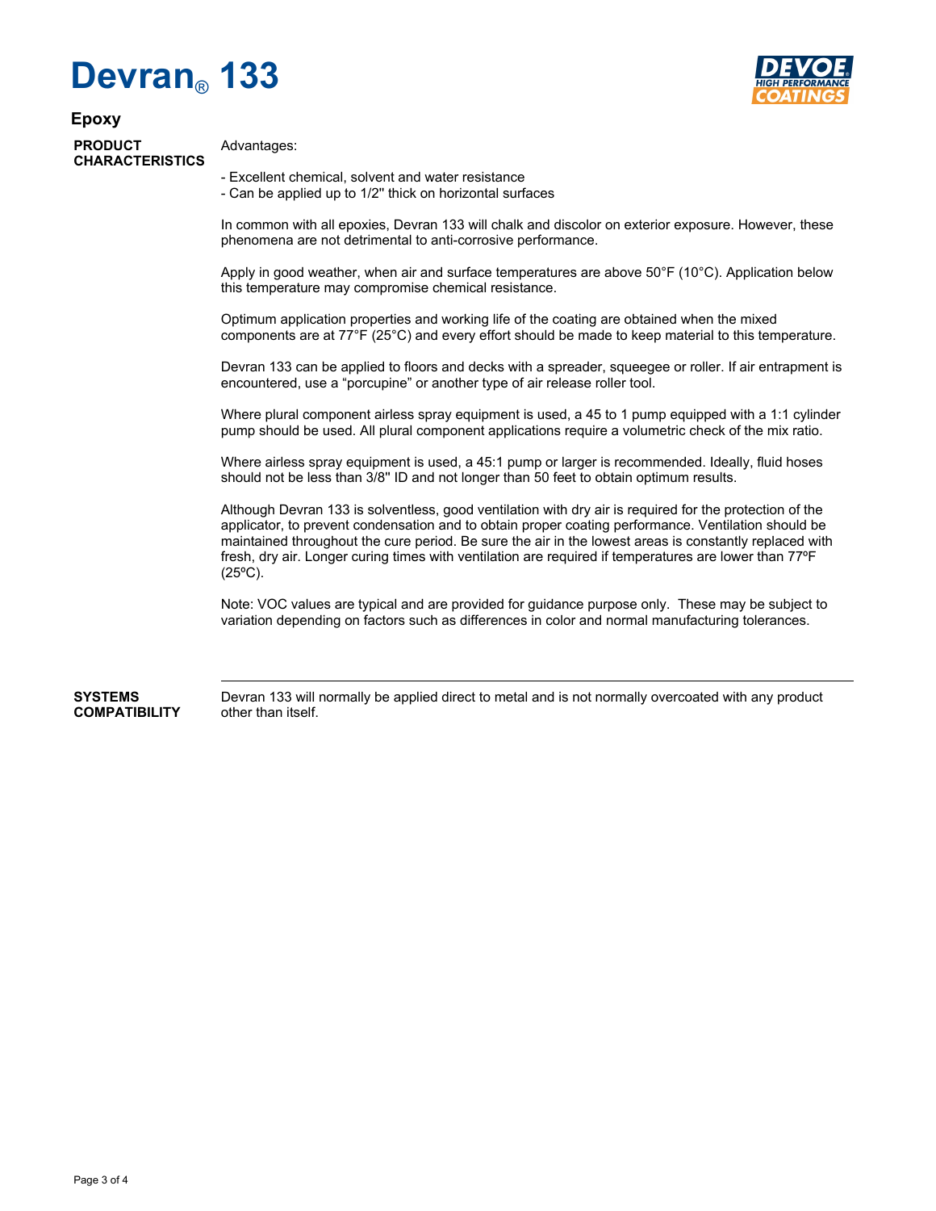# Devran® 133

## Epoxy

**PRODUCT CHARACTERISTICS**

Advantages:

- Excellent chemical, solvent and water resistance
- Can be applied up to 1/2" thick on horizontal surfaces

In common with all epoxies, Devran 133 will chalk and discolor on exterior exposure. However, these phenomena are not detrimental to anti-corrosive performance.

Apply in good weather, when air and surface temperatures are above 50°F (10°C). Application below this temperature may compromise chemical resistance.

Optimum application properties and working life of the coating are obtained when the mixed components are at 77°F (25°C) and every effort should be made to keep material to this temperature.

Devran 133 can be applied to floors and decks with a spreader, squeegee or roller. If air entrapment is encountered, use a “porcupine” or another type of air release roller tool.

Where plural component airless spray equipment is used, a 45 to 1 pump equipped with a 1:1 cylinder pump should be used. All plural component applications require a volumetric check of the mix ratio.

Where airless spray equipment is used, a 45:1 pump or larger is recommended. Ideally, fluid hoses should not be less than 3/8" ID and not longer than 50 feet to obtain optimum results.

Although Devran 133 is solventless, good ventilation with dry air is required for the protection of the applicator, to prevent condensation and to obtain proper coating performance. Ventilation should be maintained throughout the cure period. Be sure the air in the lowest areas is constantly replaced with fresh, dry air. Longer curing times with ventilation are required if temperatures are lower than 77ºF (25ºC).

Note: VOC values are typical and are provided for guidance purpose only. These may be subject to variation depending on factors such as differences in color and normal manufacturing tolerances.

---

**SYSTEMS COMPATIBILITY**

Devran 133 will normally be applied direct to metal and is not normally overcoated with any product other than itself.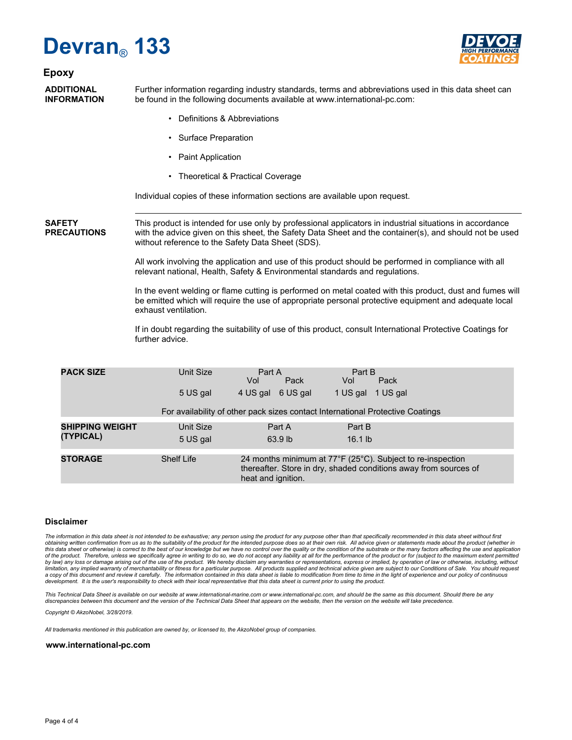# Devran® 133

## Epoxy

**ADDITIONAL INFORMATION**

Further information regarding industry standards, terms and abbreviations used in this data sheet can be found in the following documents available at www.international-pc.com:

- Definitions & Abbreviations
- Surface Preparation
- Paint Application
- Theoretical & Practical Coverage

Individual copies of these information sections are available upon request.

**SAFETY PRECAUTIONS**

This product is intended for use only by professional applicators in industrial situations in accordance with the advice given on this sheet, the Safety Data Sheet and the container(s), and should not be used without reference to the Safety Data Sheet (SDS).

All work involving the application and use of this product should be performed in compliance with all relevant national, Health, Safety & Environmental standards and regulations.

In the event welding or flame cutting is performed on metal coated with this product, dust and fumes will be emitted which will require the use of appropriate personal protective equipment and adequate local exhaust ventilation.

If in doubt regarding the suitability of use of this product, consult International Protective Coatings for further advice.

| **PACK SIZE** | Unit Size | Part A | | Part B | |
|---|---|---|---|---|---|
| | | Vol | Pack | Vol | Pack |
| | 5 US gal | 4 US gal | 6 US gal | 1 US gal | 1 US gal |

For availability of other pack sizes contact International Protective Coatings

| **SHIPPING WEIGHT (TYPICAL)** | Unit Size | Part A | Part B |
|---|---|---|---|
| | 5 US gal | 63.9 lb | 16.1 lb |

| **STORAGE** | Shelf Life | 24 months minimum at 77°F (25°C). Subject to re-inspection thereafter. Store in dry, shaded conditions away from sources of heat and ignition. |
|---|---|---|

### Disclaimer

*The information in this data sheet is not intended to be exhaustive; any person using the product for any purpose other than that specifically recommended in this data sheet without first obtaining written confirmation from us as to the suitability of the product for the intended purpose does so at their own risk. All advice given or statements made about the product (whether in this data sheet or otherwise) is correct to the best of our knowledge but we have no control over the quality or the condition of the substrate or the many factors affecting the use and application of the product. Therefore, unless we specifically agree in writing to do so, we do not accept any liability at all for the performance of the product or for (subject to the maximum extent permitted by law) any loss or damage arising out of the use of the product. We hereby disclaim any warranties or representations, express or implied, by operation of law or otherwise, including, without limitation, any implied warranty of merchantability or fitness for a particular purpose. All products supplied and technical advice given are subject to our Conditions of Sale. You should request a copy of this document and review it carefully. The information contained in this data sheet is liable to modification from time to time in the light of experience and our policy of continuous development. It is the user's responsibility to check with their local representative that this data sheet is current prior to using the product.*

*This Technical Data Sheet is available on our website at www.international-marine.com or www.international-pc.com, and should be the same as this document. Should there be any discrepancies between this document and the version of the Technical Data Sheet that appears on the website, then the version on the website will take precedence.*

*Copyright © AkzoNobel, 3/28/2019.*

*All trademarks mentioned in this publication are owned by, or licensed to, the AkzoNobel group of companies.*

**www.international-pc.com**